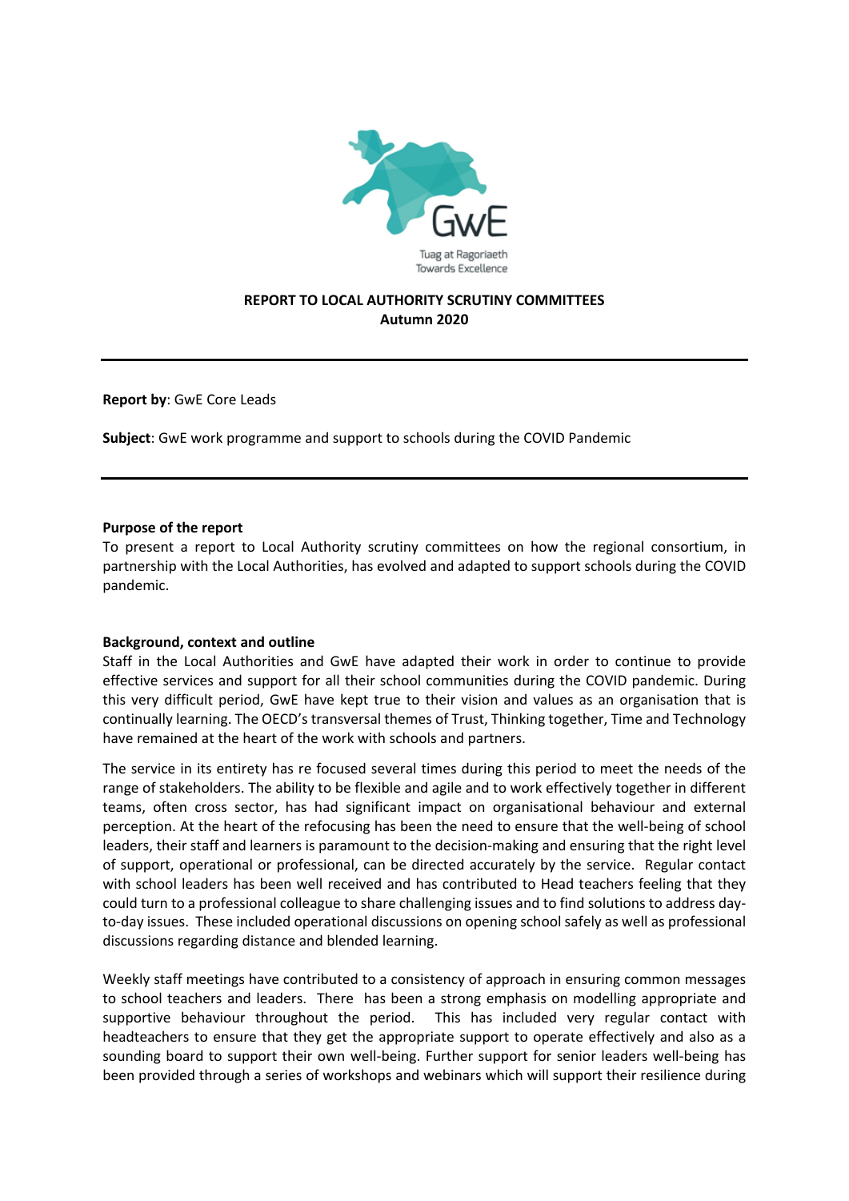GwE

Tuag at Ragoriaeth
Towards Excellence

**REPORT TO LOCAL AUTHORITY SCRUTINY COMMITTEES**
**Autumn 2020**

---

**Report by**: GwE Core Leads

**Subject**: GwE work programme and support to schools during the COVID Pandemic

---

**Purpose of the report**

To present a report to Local Authority scrutiny committees on how the regional consortium, in partnership with the Local Authorities, has evolved and adapted to support schools during the COVID pandemic.

**Background, context and outline**

Staff in the Local Authorities and GwE have adapted their work in order to continue to provide effective services and support for all their school communities during the COVID pandemic. During this very difficult period, GwE have kept true to their vision and values as an organisation that is continually learning. The OECD's transversal themes of Trust, Thinking together, Time and Technology have remained at the heart of the work with schools and partners.

The service in its entirety has re focused several times during this period to meet the needs of the range of stakeholders. The ability to be flexible and agile and to work effectively together in different teams, often cross sector, has had significant impact on organisational behaviour and external perception. At the heart of the refocusing has been the need to ensure that the well-being of school leaders, their staff and learners is paramount to the decision-making and ensuring that the right level of support, operational or professional, can be directed accurately by the service. Regular contact with school leaders has been well received and has contributed to Head teachers feeling that they could turn to a professional colleague to share challenging issues and to find solutions to address day-to-day issues. These included operational discussions on opening school safely as well as professional discussions regarding distance and blended learning.

Weekly staff meetings have contributed to a consistency of approach in ensuring common messages to school teachers and leaders. There has been a strong emphasis on modelling appropriate and supportive behaviour throughout the period. This has included very regular contact with headteachers to ensure that they get the appropriate support to operate effectively and also as a sounding board to support their own well-being. Further support for senior leaders well-being has been provided through a series of workshops and webinars which will support their resilience during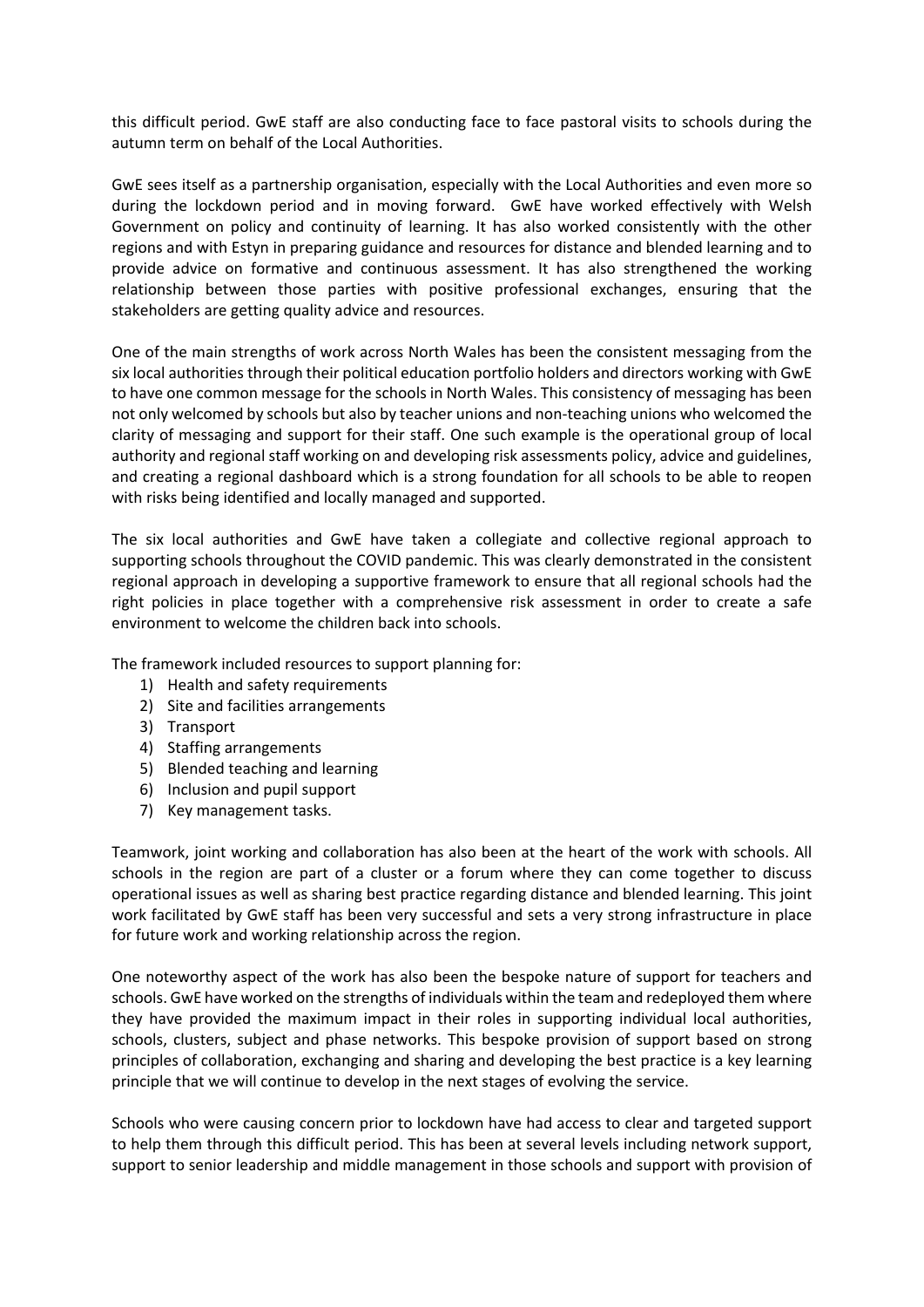this difficult period. GwE staff are also conducting face to face pastoral visits to schools during the autumn term on behalf of the Local Authorities.

GwE sees itself as a partnership organisation, especially with the Local Authorities and even more so during the lockdown period and in moving forward. GwE have worked effectively with Welsh Government on policy and continuity of learning. It has also worked consistently with the other regions and with Estyn in preparing guidance and resources for distance and blended learning and to provide advice on formative and continuous assessment. It has also strengthened the working relationship between those parties with positive professional exchanges, ensuring that the stakeholders are getting quality advice and resources.

One of the main strengths of work across North Wales has been the consistent messaging from the six local authorities through their political education portfolio holders and directors working with GwE to have one common message for the schools in North Wales. This consistency of messaging has been not only welcomed by schools but also by teacher unions and non-teaching unions who welcomed the clarity of messaging and support for their staff. One such example is the operational group of local authority and regional staff working on and developing risk assessments policy, advice and guidelines, and creating a regional dashboard which is a strong foundation for all schools to be able to reopen with risks being identified and locally managed and supported.

The six local authorities and GwE have taken a collegiate and collective regional approach to supporting schools throughout the COVID pandemic. This was clearly demonstrated in the consistent regional approach in developing a supportive framework to ensure that all regional schools had the right policies in place together with a comprehensive risk assessment in order to create a safe environment to welcome the children back into schools.

The framework included resources to support planning for:

1) Health and safety requirements
2) Site and facilities arrangements
3) Transport
4) Staffing arrangements
5) Blended teaching and learning
6) Inclusion and pupil support
7) Key management tasks.

Teamwork, joint working and collaboration has also been at the heart of the work with schools. All schools in the region are part of a cluster or a forum where they can come together to discuss operational issues as well as sharing best practice regarding distance and blended learning. This joint work facilitated by GwE staff has been very successful and sets a very strong infrastructure in place for future work and working relationship across the region.

One noteworthy aspect of the work has also been the bespoke nature of support for teachers and schools. GwE have worked on the strengths of individuals within the team and redeployed them where they have provided the maximum impact in their roles in supporting individual local authorities, schools, clusters, subject and phase networks. This bespoke provision of support based on strong principles of collaboration, exchanging and sharing and developing the best practice is a key learning principle that we will continue to develop in the next stages of evolving the service.

Schools who were causing concern prior to lockdown have had access to clear and targeted support to help them through this difficult period. This has been at several levels including network support, support to senior leadership and middle management in those schools and support with provision of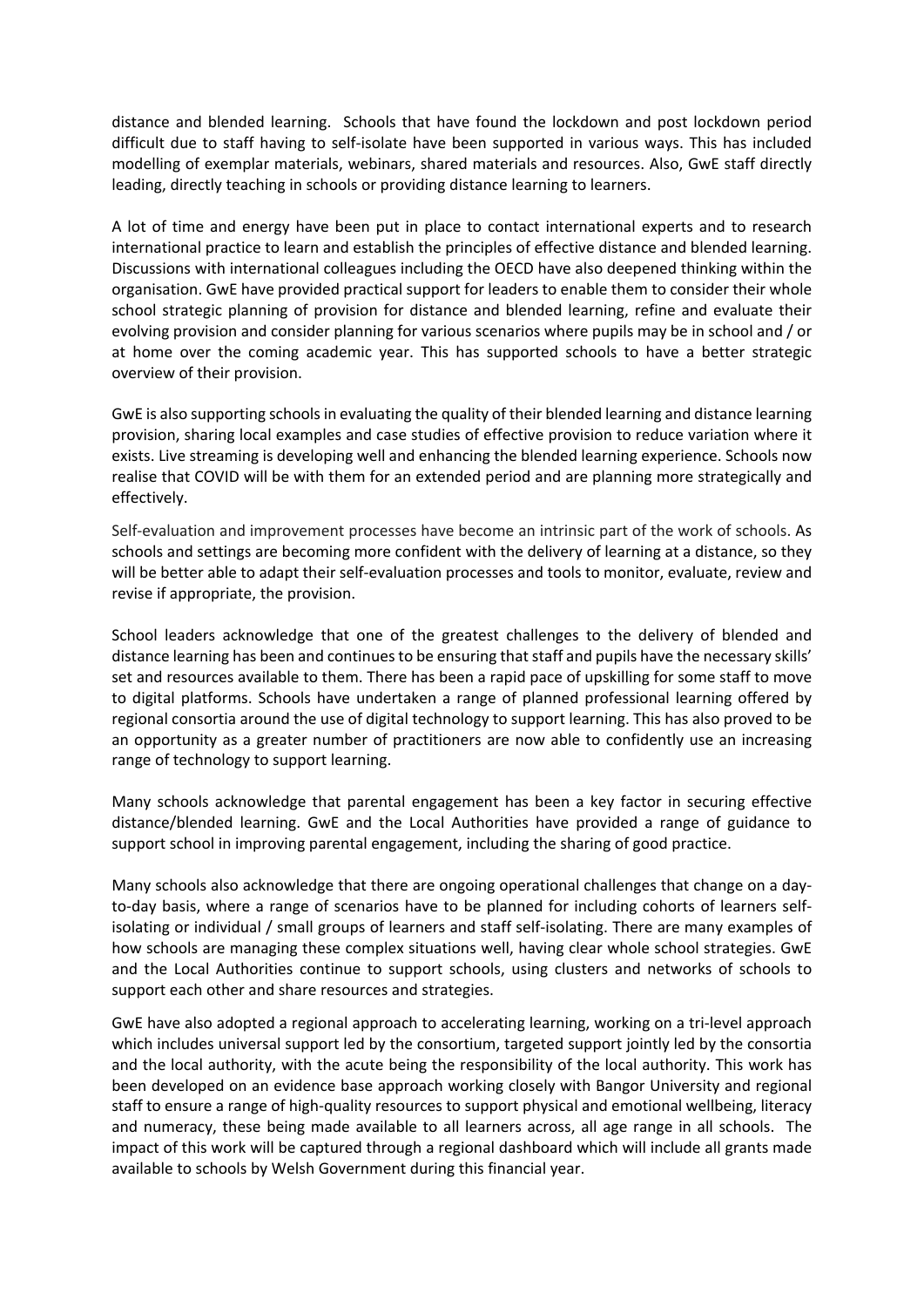distance and blended learning. Schools that have found the lockdown and post lockdown period difficult due to staff having to self-isolate have been supported in various ways. This has included modelling of exemplar materials, webinars, shared materials and resources. Also, GwE staff directly leading, directly teaching in schools or providing distance learning to learners.

A lot of time and energy have been put in place to contact international experts and to research international practice to learn and establish the principles of effective distance and blended learning. Discussions with international colleagues including the OECD have also deepened thinking within the organisation. GwE have provided practical support for leaders to enable them to consider their whole school strategic planning of provision for distance and blended learning, refine and evaluate their evolving provision and consider planning for various scenarios where pupils may be in school and / or at home over the coming academic year. This has supported schools to have a better strategic overview of their provision.

GwE is also supporting schools in evaluating the quality of their blended learning and distance learning provision, sharing local examples and case studies of effective provision to reduce variation where it exists. Live streaming is developing well and enhancing the blended learning experience. Schools now realise that COVID will be with them for an extended period and are planning more strategically and effectively.

Self-evaluation and improvement processes have become an intrinsic part of the work of schools. As schools and settings are becoming more confident with the delivery of learning at a distance, so they will be better able to adapt their self-evaluation processes and tools to monitor, evaluate, review and revise if appropriate, the provision.

School leaders acknowledge that one of the greatest challenges to the delivery of blended and distance learning has been and continues to be ensuring that staff and pupils have the necessary skills' set and resources available to them. There has been a rapid pace of upskilling for some staff to move to digital platforms. Schools have undertaken a range of planned professional learning offered by regional consortia around the use of digital technology to support learning. This has also proved to be an opportunity as a greater number of practitioners are now able to confidently use an increasing range of technology to support learning.

Many schools acknowledge that parental engagement has been a key factor in securing effective distance/blended learning. GwE and the Local Authorities have provided a range of guidance to support school in improving parental engagement, including the sharing of good practice.

Many schools also acknowledge that there are ongoing operational challenges that change on a day-to-day basis, where a range of scenarios have to be planned for including cohorts of learners self-isolating or individual / small groups of learners and staff self-isolating. There are many examples of how schools are managing these complex situations well, having clear whole school strategies. GwE and the Local Authorities continue to support schools, using clusters and networks of schools to support each other and share resources and strategies.

GwE have also adopted a regional approach to accelerating learning, working on a tri-level approach which includes universal support led by the consortium, targeted support jointly led by the consortia and the local authority, with the acute being the responsibility of the local authority. This work has been developed on an evidence base approach working closely with Bangor University and regional staff to ensure a range of high-quality resources to support physical and emotional wellbeing, literacy and numeracy, these being made available to all learners across, all age range in all schools. The impact of this work will be captured through a regional dashboard which will include all grants made available to schools by Welsh Government during this financial year.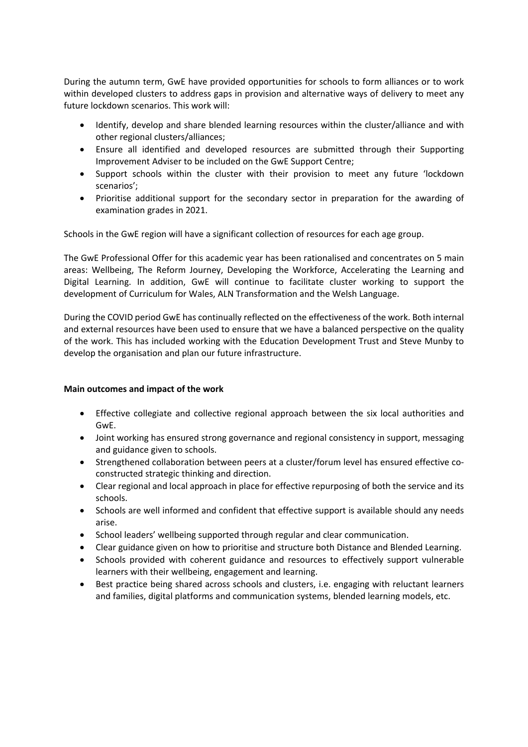During the autumn term, GwE have provided opportunities for schools to form alliances or to work within developed clusters to address gaps in provision and alternative ways of delivery to meet any future lockdown scenarios. This work will:

- Identify, develop and share blended learning resources within the cluster/alliance and with other regional clusters/alliances;
- Ensure all identified and developed resources are submitted through their Supporting Improvement Adviser to be included on the GwE Support Centre;
- Support schools within the cluster with their provision to meet any future 'lockdown scenarios';
- Prioritise additional support for the secondary sector in preparation for the awarding of examination grades in 2021.

Schools in the GwE region will have a significant collection of resources for each age group.

The GwE Professional Offer for this academic year has been rationalised and concentrates on 5 main areas: Wellbeing, The Reform Journey, Developing the Workforce, Accelerating the Learning and Digital Learning. In addition, GwE will continue to facilitate cluster working to support the development of Curriculum for Wales, ALN Transformation and the Welsh Language.

During the COVID period GwE has continually reflected on the effectiveness of the work. Both internal and external resources have been used to ensure that we have a balanced perspective on the quality of the work. This has included working with the Education Development Trust and Steve Munby to develop the organisation and plan our future infrastructure.

**Main outcomes and impact of the work**

- Effective collegiate and collective regional approach between the six local authorities and GwE.
- Joint working has ensured strong governance and regional consistency in support, messaging and guidance given to schools.
- Strengthened collaboration between peers at a cluster/forum level has ensured effective co-constructed strategic thinking and direction.
- Clear regional and local approach in place for effective repurposing of both the service and its schools.
- Schools are well informed and confident that effective support is available should any needs arise.
- School leaders' wellbeing supported through regular and clear communication.
- Clear guidance given on how to prioritise and structure both Distance and Blended Learning.
- Schools provided with coherent guidance and resources to effectively support vulnerable learners with their wellbeing, engagement and learning.
- Best practice being shared across schools and clusters, i.e. engaging with reluctant learners and families, digital platforms and communication systems, blended learning models, etc.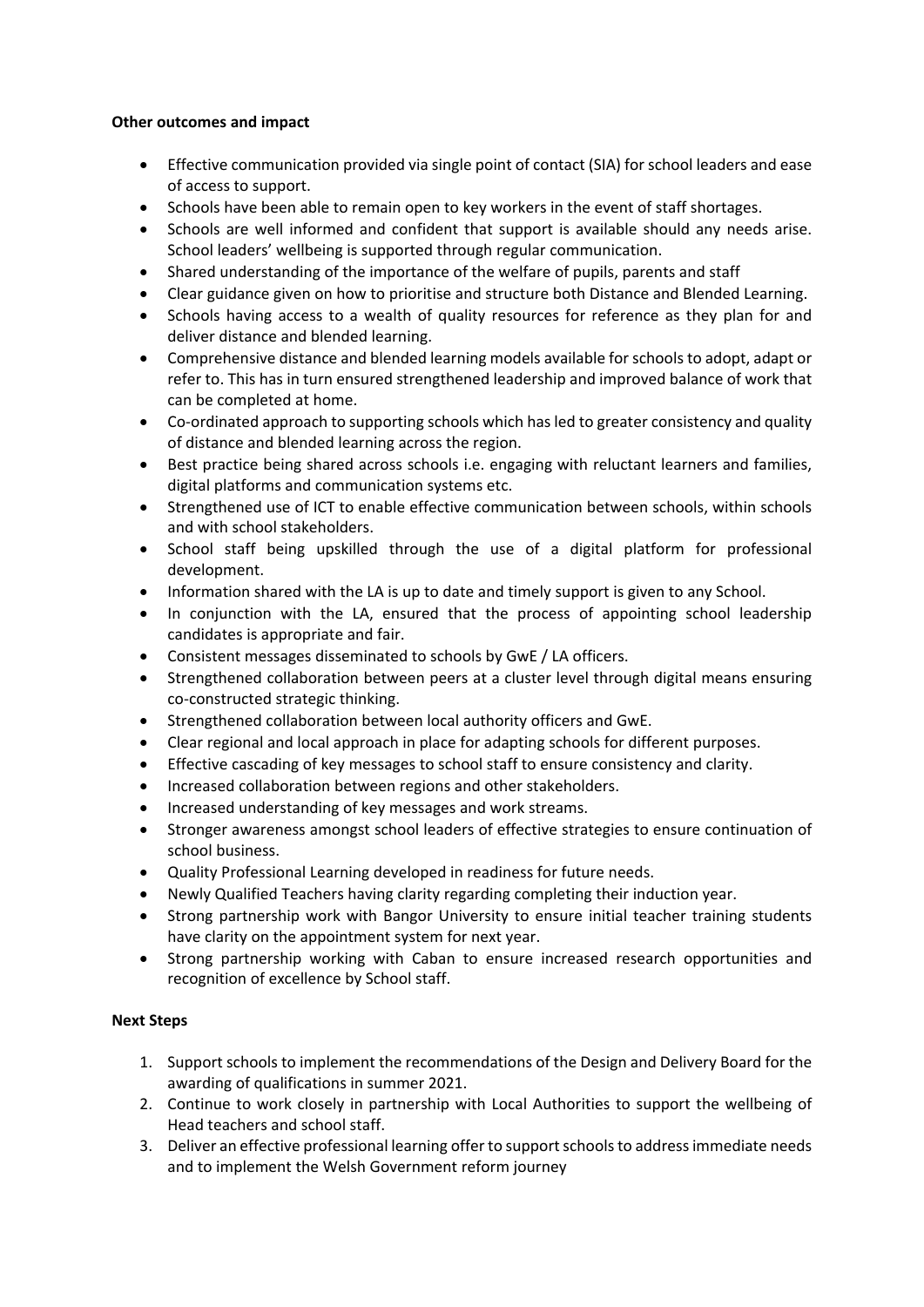**Other outcomes and impact**

- Effective communication provided via single point of contact (SIA) for school leaders and ease of access to support.
- Schools have been able to remain open to key workers in the event of staff shortages.
- Schools are well informed and confident that support is available should any needs arise. School leaders' wellbeing is supported through regular communication.
- Shared understanding of the importance of the welfare of pupils, parents and staff
- Clear guidance given on how to prioritise and structure both Distance and Blended Learning.
- Schools having access to a wealth of quality resources for reference as they plan for and deliver distance and blended learning.
- Comprehensive distance and blended learning models available for schools to adopt, adapt or refer to. This has in turn ensured strengthened leadership and improved balance of work that can be completed at home.
- Co-ordinated approach to supporting schools which has led to greater consistency and quality of distance and blended learning across the region.
- Best practice being shared across schools i.e. engaging with reluctant learners and families, digital platforms and communication systems etc.
- Strengthened use of ICT to enable effective communication between schools, within schools and with school stakeholders.
- School staff being upskilled through the use of a digital platform for professional development.
- Information shared with the LA is up to date and timely support is given to any School.
- In conjunction with the LA, ensured that the process of appointing school leadership candidates is appropriate and fair.
- Consistent messages disseminated to schools by GwE / LA officers.
- Strengthened collaboration between peers at a cluster level through digital means ensuring co-constructed strategic thinking.
- Strengthened collaboration between local authority officers and GwE.
- Clear regional and local approach in place for adapting schools for different purposes.
- Effective cascading of key messages to school staff to ensure consistency and clarity.
- Increased collaboration between regions and other stakeholders.
- Increased understanding of key messages and work streams.
- Stronger awareness amongst school leaders of effective strategies to ensure continuation of school business.
- Quality Professional Learning developed in readiness for future needs.
- Newly Qualified Teachers having clarity regarding completing their induction year.
- Strong partnership work with Bangor University to ensure initial teacher training students have clarity on the appointment system for next year.
- Strong partnership working with Caban to ensure increased research opportunities and recognition of excellence by School staff.

**Next Steps**

1. Support schools to implement the recommendations of the Design and Delivery Board for the awarding of qualifications in summer 2021.
2. Continue to work closely in partnership with Local Authorities to support the wellbeing of Head teachers and school staff.
3. Deliver an effective professional learning offer to support schools to address immediate needs and to implement the Welsh Government reform journey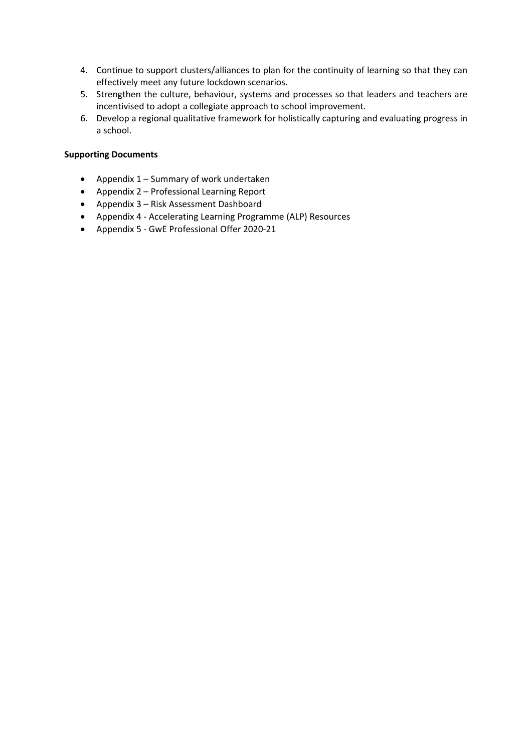4. Continue to support clusters/alliances to plan for the continuity of learning so that they can effectively meet any future lockdown scenarios.
5. Strengthen the culture, behaviour, systems and processes so that leaders and teachers are incentivised to adopt a collegiate approach to school improvement.
6. Develop a regional qualitative framework for holistically capturing and evaluating progress in a school.

**Supporting Documents**

- Appendix 1 – Summary of work undertaken
- Appendix 2 – Professional Learning Report
- Appendix 3 – Risk Assessment Dashboard
- Appendix 4 - Accelerating Learning Programme (ALP) Resources
- Appendix 5 - GwE Professional Offer 2020-21